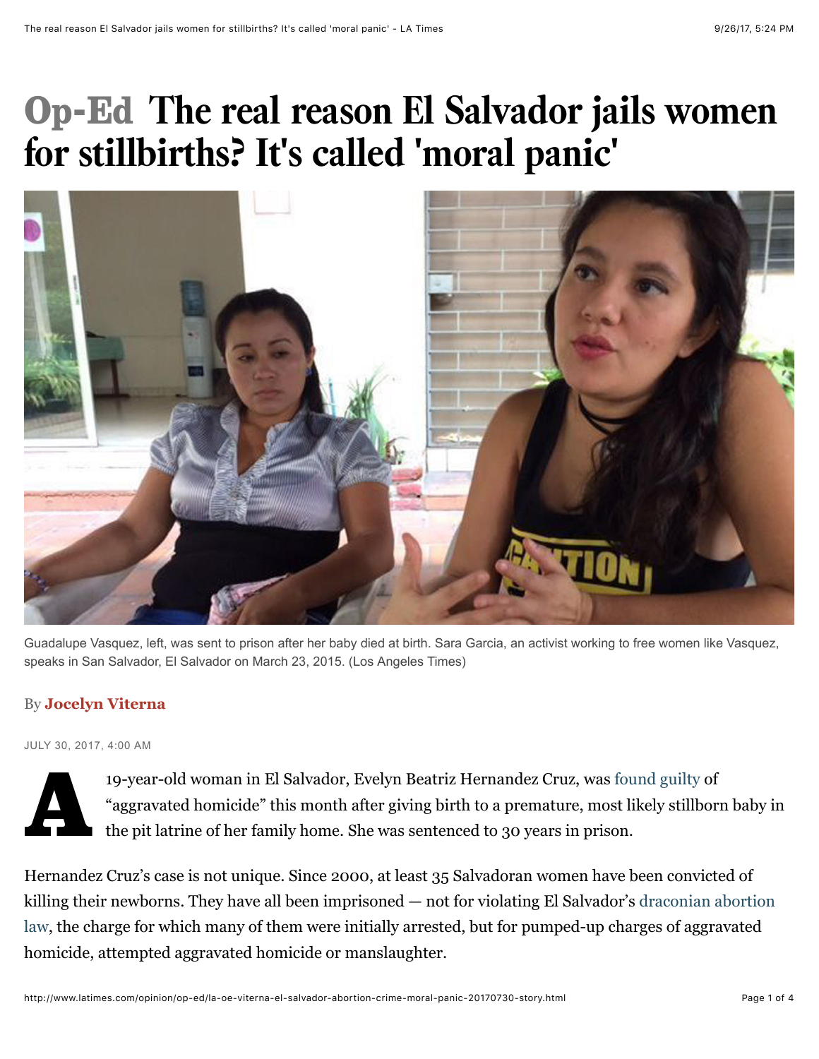# Op-Ed The real reason El Salvador jails women for stillbirths? It's called 'moral panic'

Guadalupe Vasquez, left, was sent to prison after her baby died at birth. Sara Garcia, an activist working to free women like Vasquez, speaks in San Salvador, El Salvador on March 23, 2015. (Los Angeles Times)

By **Jocelyn Viterna**

JULY 30, 2017, 4:00 AM

A 19-year-old woman in El Salvador, Evelyn Beatriz Hernandez Cruz, was found guilty of "aggravated homicide" this month after giving birth to a premature, most likely stillborn baby in the pit latrine of her family home. She was sentenced to 30 years in prison.

Hernandez Cruz's case is not unique. Since 2000, at least 35 Salvadoran women have been convicted of killing their newborns. They have all been imprisoned — not for violating El Salvador's draconian abortion law, the charge for which many of them were initially arrested, but for pumped-up charges of aggravated homicide, attempted aggravated homicide or manslaughter.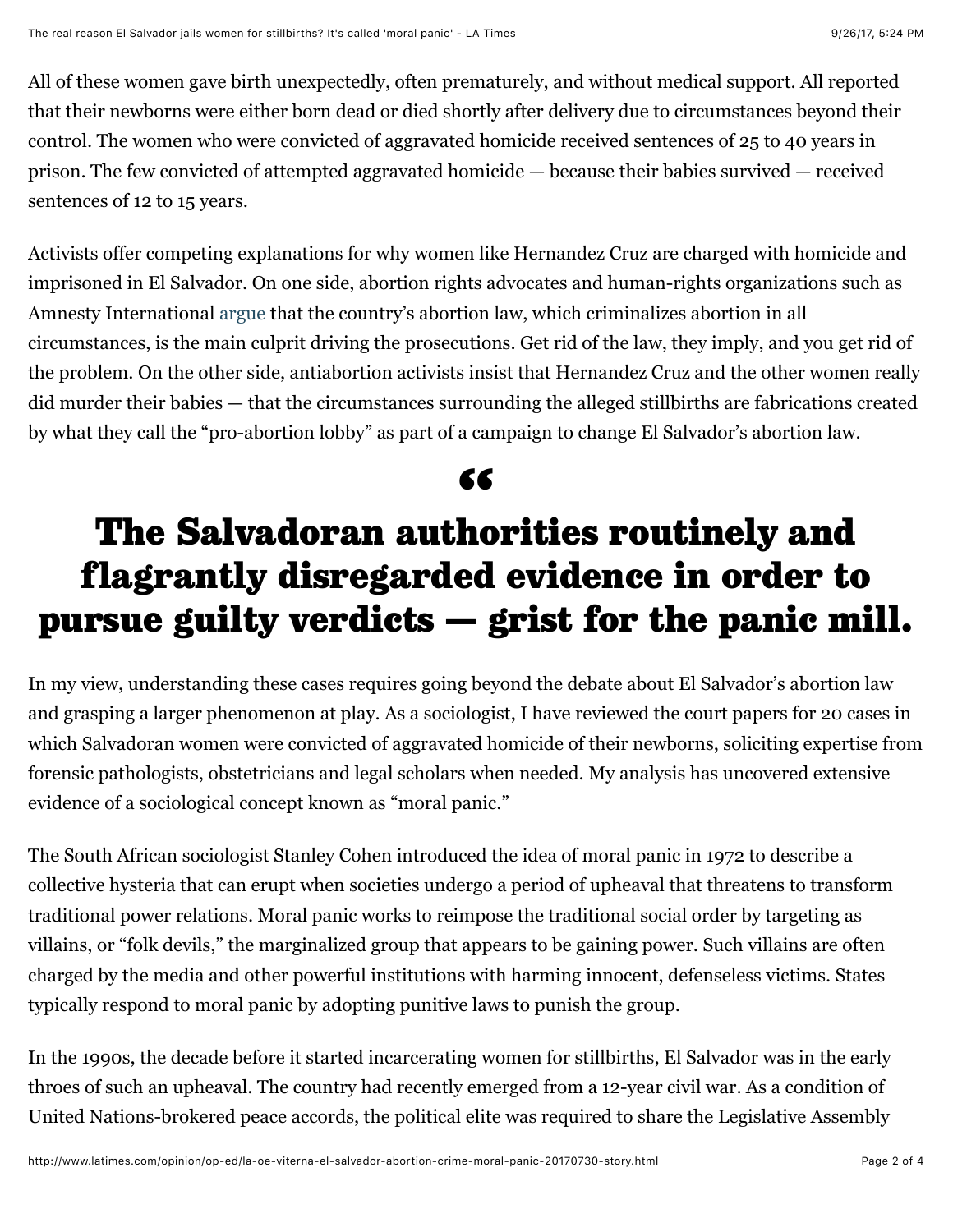All of these women gave birth unexpectedly, often prematurely, and without medical support. All reported that their newborns were either born dead or died shortly after delivery due to circumstances beyond their control. The women who were convicted of aggravated homicide received sentences of 25 to 40 years in prison. The few convicted of attempted aggravated homicide — because their babies survived — received sentences of 12 to 15 years.

Activists offer competing explanations for why women like Hernandez Cruz are charged with homicide and imprisoned in El Salvador. On one side, abortion rights advocates and human-rights organizations such as Amnesty International argue that the country's abortion law, which criminalizes abortion in all circumstances, is the main culprit driving the prosecutions. Get rid of the law, they imply, and you get rid of the problem. On the other side, antiabortion activists insist that Hernandez Cruz and the other women really did murder their babies — that the circumstances surrounding the alleged stillbirths are fabrications created by what they call the "pro-abortion lobby" as part of a campaign to change El Salvador's abortion law.

> **The Salvadoran authorities routinely and flagrantly disregarded evidence in order to pursue guilty verdicts — grist for the panic mill.**

In my view, understanding these cases requires going beyond the debate about El Salvador's abortion law and grasping a larger phenomenon at play. As a sociologist, I have reviewed the court papers for 20 cases in which Salvadoran women were convicted of aggravated homicide of their newborns, soliciting expertise from forensic pathologists, obstetricians and legal scholars when needed. My analysis has uncovered extensive evidence of a sociological concept known as "moral panic."

The South African sociologist Stanley Cohen introduced the idea of moral panic in 1972 to describe a collective hysteria that can erupt when societies undergo a period of upheaval that threatens to transform traditional power relations. Moral panic works to reimpose the traditional social order by targeting as villains, or "folk devils," the marginalized group that appears to be gaining power. Such villains are often charged by the media and other powerful institutions with harming innocent, defenseless victims. States typically respond to moral panic by adopting punitive laws to punish the group.

In the 1990s, the decade before it started incarcerating women for stillbirths, El Salvador was in the early throes of such an upheaval. The country had recently emerged from a 12-year civil war. As a condition of United Nations-brokered peace accords, the political elite was required to share the Legislative Assembly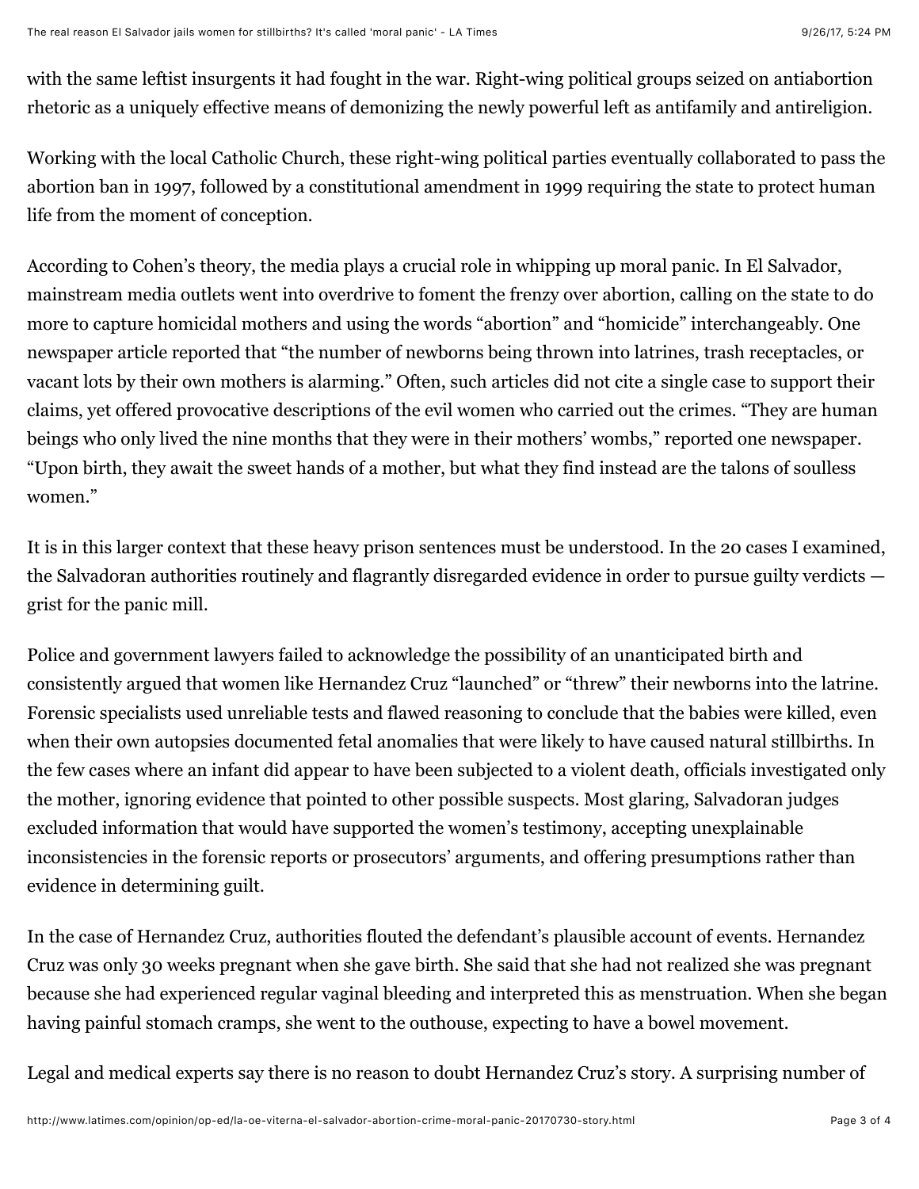with the same leftist insurgents it had fought in the war. Right-wing political groups seized on antiabortion rhetoric as a uniquely effective means of demonizing the newly powerful left as antifamily and antireligion.

Working with the local Catholic Church, these right-wing political parties eventually collaborated to pass the abortion ban in 1997, followed by a constitutional amendment in 1999 requiring the state to protect human life from the moment of conception.

According to Cohen's theory, the media plays a crucial role in whipping up moral panic. In El Salvador, mainstream media outlets went into overdrive to foment the frenzy over abortion, calling on the state to do more to capture homicidal mothers and using the words "abortion" and "homicide" interchangeably. One newspaper article reported that "the number of newborns being thrown into latrines, trash receptacles, or vacant lots by their own mothers is alarming." Often, such articles did not cite a single case to support their claims, yet offered provocative descriptions of the evil women who carried out the crimes. "They are human beings who only lived the nine months that they were in their mothers' wombs," reported one newspaper. "Upon birth, they await the sweet hands of a mother, but what they find instead are the talons of soulless women."

It is in this larger context that these heavy prison sentences must be understood. In the 20 cases I examined, the Salvadoran authorities routinely and flagrantly disregarded evidence in order to pursue guilty verdicts — grist for the panic mill.

Police and government lawyers failed to acknowledge the possibility of an unanticipated birth and consistently argued that women like Hernandez Cruz "launched" or "threw" their newborns into the latrine. Forensic specialists used unreliable tests and flawed reasoning to conclude that the babies were killed, even when their own autopsies documented fetal anomalies that were likely to have caused natural stillbirths. In the few cases where an infant did appear to have been subjected to a violent death, officials investigated only the mother, ignoring evidence that pointed to other possible suspects. Most glaring, Salvadoran judges excluded information that would have supported the women's testimony, accepting unexplainable inconsistencies in the forensic reports or prosecutors' arguments, and offering presumptions rather than evidence in determining guilt.

In the case of Hernandez Cruz, authorities flouted the defendant's plausible account of events. Hernandez Cruz was only 30 weeks pregnant when she gave birth. She said that she had not realized she was pregnant because she had experienced regular vaginal bleeding and interpreted this as menstruation. When she began having painful stomach cramps, she went to the outhouse, expecting to have a bowel movement.

Legal and medical experts say there is no reason to doubt Hernandez Cruz's story. A surprising number of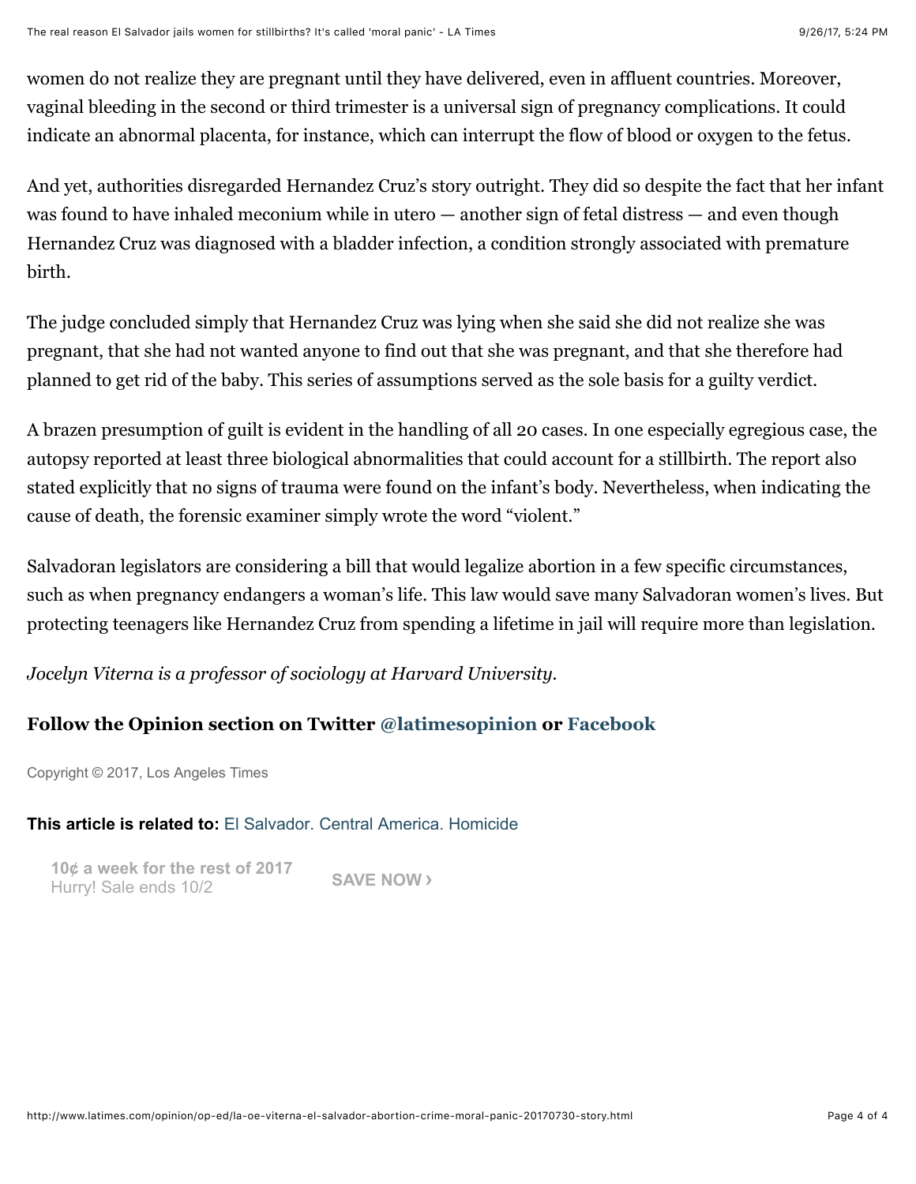women do not realize they are pregnant until they have delivered, even in affluent countries. Moreover, vaginal bleeding in the second or third trimester is a universal sign of pregnancy complications. It could indicate an abnormal placenta, for instance, which can interrupt the flow of blood or oxygen to the fetus.

And yet, authorities disregarded Hernandez Cruz's story outright. They did so despite the fact that her infant was found to have inhaled meconium while in utero — another sign of fetal distress — and even though Hernandez Cruz was diagnosed with a bladder infection, a condition strongly associated with premature birth.

The judge concluded simply that Hernandez Cruz was lying when she said she did not realize she was pregnant, that she had not wanted anyone to find out that she was pregnant, and that she therefore had planned to get rid of the baby. This series of assumptions served as the sole basis for a guilty verdict.

A brazen presumption of guilt is evident in the handling of all 20 cases. In one especially egregious case, the autopsy reported at least three biological abnormalities that could account for a stillbirth. The report also stated explicitly that no signs of trauma were found on the infant's body. Nevertheless, when indicating the cause of death, the forensic examiner simply wrote the word "violent."

Salvadoran legislators are considering a bill that would legalize abortion in a few specific circumstances, such as when pregnancy endangers a woman's life. This law would save many Salvadoran women's lives. But protecting teenagers like Hernandez Cruz from spending a lifetime in jail will require more than legislation.

*Jocelyn Viterna is a professor of sociology at Harvard University.*

**Follow the Opinion section on Twitter @latimesopinion or Facebook**

Copyright © 2017, Los Angeles Times

**This article is related to:** El Salvador. Central America. Homicide

**10¢ a week for the rest of 2017**
Hurry! Sale ends 10/2
**SAVE NOW ›**